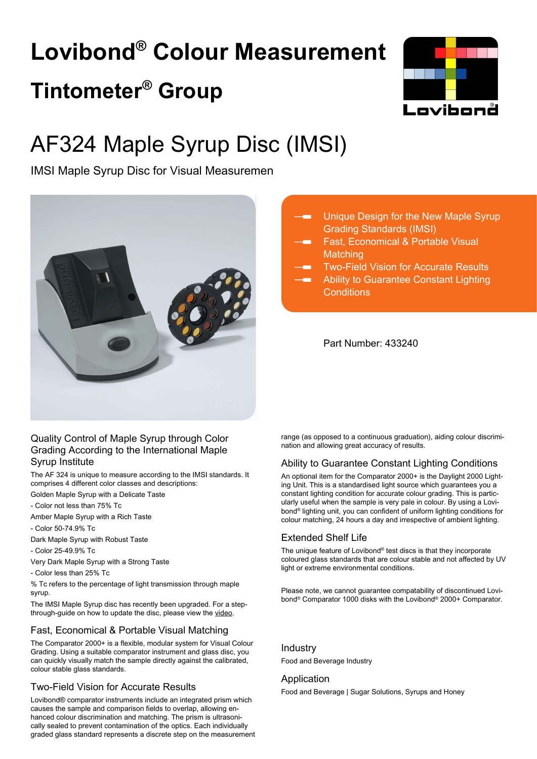# Lovibond® Colour Measurement

# Tintometer® Group

# AF324 Maple Syrup Disc (IMSI)

IMSI Maple Syrup Disc for Visual Measuremen

- Unique Design for the New Maple Syrup Grading Standards (IMSI)
- Fast, Economical & Portable Visual Matching
- Two-Field Vision for Accurate Results
- Ability to Guarantee Constant Lighting Conditions

Part Number: 433240

## Quality Control of Maple Syrup through Color Grading According to the International Maple Syrup Institute

The AF 324 is unique to measure according to the IMSI standards. It comprises 4 different color classes and descriptions:

Golden Maple Syrup with a Delicate Taste

- Color not less than 75% Tc

Amber Maple Syrup with a Rich Taste

- Color 50-74.9% Tc

Dark Maple Syrup with Robust Taste

- Color 25-49.9% Tc

Very Dark Maple Syrup with a Strong Taste

- Color less than 25% Tc

% Tc refers to the percentage of light transmission through maple syrup.

The IMSI Maple Syrup disc has recently been upgraded. For a step-through-guide on how to update the disc, please view the video.

## Fast, Economical & Portable Visual Matching

The Comparator 2000+ is a flexible, modular system for Visual Colour Grading. Using a suitable comparator instrument and glass disc, you can quickly visually match the sample directly against the calibrated, colour stable glass standards.

## Two-Field Vision for Accurate Results

Lovibond® comparator instruments include an integrated prism which causes the sample and comparison fields to overlap, allowing enhanced colour discrimination and matching. The prism is ultrasonically sealed to prevent contamination of the optics. Each individually graded glass standard represents a discrete step on the measurement range (as opposed to a continuous graduation), aiding colour discrimination and allowing great accuracy of results.

## Ability to Guarantee Constant Lighting Conditions

An optional item for the Comparator 2000+ is the Daylight 2000 Lighting Unit. This is a standardised light source which guarantees you a constant lighting condition for accurate colour grading. This is particularly useful when the sample is very pale in colour. By using a Lovibond® lighting unit, you can confident of uniform lighting conditions for colour matching, 24 hours a day and irrespective of ambient lighting.

## Extended Shelf Life

The unique feature of Lovibond® test discs is that they incorporate coloured glass standards that are colour stable and not affected by UV light or extreme environmental conditions.

Please note, we cannot guarantee compatability of discontinued Lovibond® Comparator 1000 disks with the Lovibond® 2000+ Comparator.

## Industry

Food and Beverage Industry

## Application

Food and Beverage | Sugar Solutions, Syrups and Honey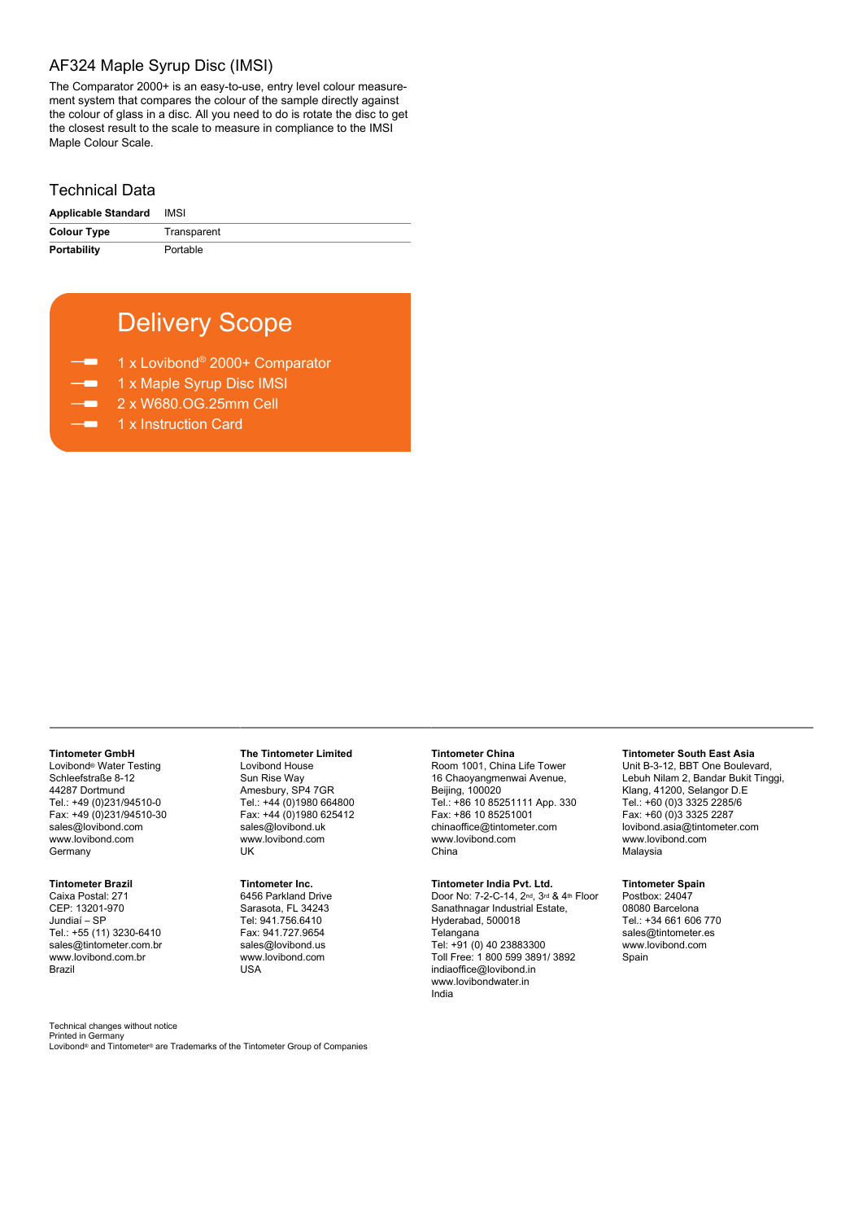## AF324 Maple Syrup Disc (IMSI)

The Comparator 2000+ is an easy-to-use, entry level colour measurement system that compares the colour of the sample directly against the colour of glass in a disc. All you need to do is rotate the disc to get the closest result to the scale to measure in compliance to the IMSI Maple Colour Scale.

## Technical Data

| | |
|---|---|
| **Applicable Standard** | IMSI |
| **Colour Type** | Transparent |
| **Portability** | Portable |

## Delivery Scope

- 1 x Lovibond® 2000+ Comparator
- 1 x Maple Syrup Disc IMSI
- 2 x W680.OG.25mm Cell
- 1 x Instruction Card

**Tintometer GmbH**
Lovibond® Water Testing
Schleefstraße 8-12
44287 Dortmund
Tel.: +49 (0)231/94510-0
Fax: +49 (0)231/94510-30
sales@lovibond.com
www.lovibond.com
Germany

**The Tintometer Limited**
Lovibond House
Sun Rise Way
Amesbury, SP4 7GR
Tel.: +44 (0)1980 664800
Fax: +44 (0)1980 625412
sales@lovibond.uk
www.lovibond.com
UK

**Tintometer China**
Room 1001, China Life Tower
16 Chaoyangmenwai Avenue,
Beijing, 100020
Tel.: +86 10 85251111 App. 330
Fax: +86 10 85251001
chinaoffice@tintometer.com
www.lovibond.com
China

**Tintometer South East Asia**
Unit B-3-12, BBT One Boulevard,
Lebuh Nilam 2, Bandar Bukit Tinggi,
Klang, 41200, Selangor D.E
Tel.: +60 (0)3 3325 2285/6
Fax: +60 (0)3 3325 2287
lovibond.asia@tintometer.com
www.lovibond.com
Malaysia

**Tintometer Brazil**
Caixa Postal: 271
CEP: 13201-970
Jundiaí – SP
Tel.: +55 (11) 3230-6410
sales@tintometer.com.br
www.lovibond.com.br
Brazil

**Tintometer Inc.**
6456 Parkland Drive
Sarasota, FL 34243
Tel: 941.756.6410
Fax: 941.727.9654
sales@lovibond.us
www.lovibond.com
USA

**Tintometer India Pvt. Ltd.**
Door No: 7-2-C-14, 2nd, 3rd & 4th Floor
Sanathnagar Industrial Estate,
Hyderabad, 500018
Telangana
Tel: +91 (0) 40 23883300
Toll Free: 1 800 599 3891/ 3892
indiaoffice@lovibond.in
www.lovibondwater.in
India

**Tintometer Spain**
Postbox: 24047
08080 Barcelona
Tel.: +34 661 606 770
sales@tintometer.es
www.lovibond.com
Spain

Technical changes without notice
Printed in Germany
Lovibond® and Tintometer® are Trademarks of the Tintometer Group of Companies